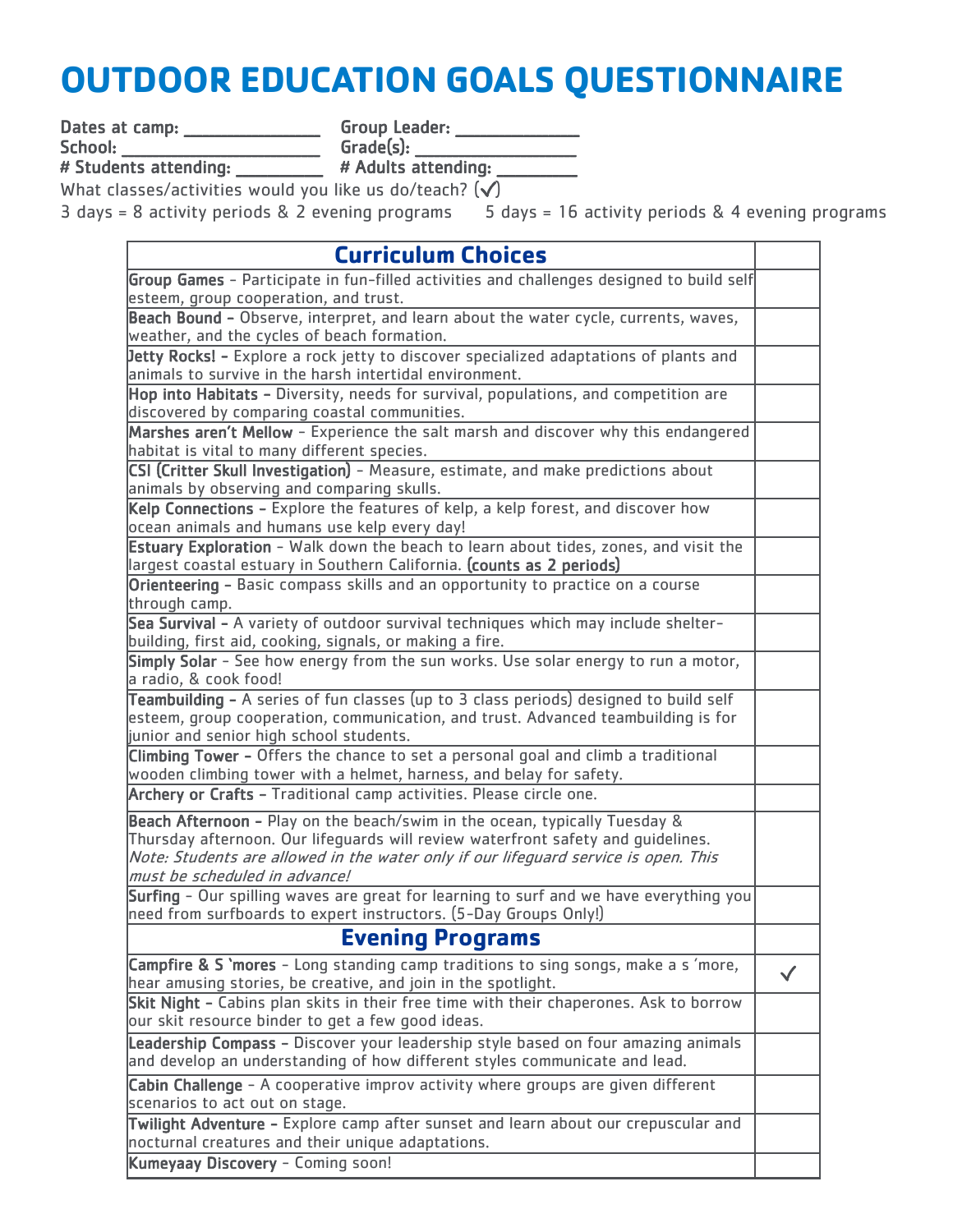# OUTDOOR EDUCATION GOALS QUESTIONNAIRE

**Dates at camp:** _______________ **Group Leader:** _____________
**School:** ______________________ **Grade(s):** _________________
**# Students attending:** _________ **# Adults attending:** _________

What classes/activities would you like us do/teach? (✓)

3 days = 8 activity periods & 2 evening programs     5 days = 16 activity periods & 4 evening programs

| Curriculum Choices | |
|---|---|
| **Group Games** - Participate in fun-filled activities and challenges designed to build self esteem, group cooperation, and trust. | |
| **Beach Bound -** Observe, interpret, and learn about the water cycle, currents, waves, weather, and the cycles of beach formation. | |
| **Jetty Rocks! -** Explore a rock jetty to discover specialized adaptations of plants and animals to survive in the harsh intertidal environment. | |
| **Hop into Habitats -** Diversity, needs for survival, populations, and competition are discovered by comparing coastal communities. | |
| **Marshes aren't Mellow** - Experience the salt marsh and discover why this endangered habitat is vital to many different species. | |
| **CSI (Critter Skull Investigation)** - Measure, estimate, and make predictions about animals by observing and comparing skulls. | |
| **Kelp Connections -** Explore the features of kelp, a kelp forest, and discover how ocean animals and humans use kelp every day! | |
| **Estuary Exploration** - Walk down the beach to learn about tides, zones, and visit the largest coastal estuary in Southern California. **(counts as 2 periods)** | |
| **Orienteering -** Basic compass skills and an opportunity to practice on a course through camp. | |
| **Sea Survival -** A variety of outdoor survival techniques which may include shelter-building, first aid, cooking, signals, or making a fire. | |
| **Simply Solar** - See how energy from the sun works. Use solar energy to run a motor, a radio, & cook food! | |
| **Teambuilding -** A series of fun classes (up to 3 class periods) designed to build self esteem, group cooperation, communication, and trust. Advanced teambuilding is for junior and senior high school students. | |
| **Climbing Tower -** Offers the chance to set a personal goal and climb a traditional wooden climbing tower with a helmet, harness, and belay for safety. | |
| **Archery or Crafts -** Traditional camp activities. Please circle one. | |
| **Beach Afternoon -** Play on the beach/swim in the ocean, typically Tuesday & Thursday afternoon. Our lifeguards will review waterfront safety and guidelines. *Note: Students are allowed in the water only if our lifeguard service is open. This must be scheduled in advance!* | |
| **Surfing** - Our spilling waves are great for learning to surf and we have everything you need from surfboards to expert instructors. (5-Day Groups Only!) | |
| **Evening Programs** | |
| **Campfire & S 'mores** - Long standing camp traditions to sing songs, make a s 'more, hear amusing stories, be creative, and join in the spotlight. | ✓ |
| **Skit Night -** Cabins plan skits in their free time with their chaperones. Ask to borrow our skit resource binder to get a few good ideas. | |
| **Leadership Compass -** Discover your leadership style based on four amazing animals and develop an understanding of how different styles communicate and lead. | |
| **Cabin Challenge** - A cooperative improv activity where groups are given different scenarios to act out on stage. | |
| **Twilight Adventure -** Explore camp after sunset and learn about our crepuscular and nocturnal creatures and their unique adaptations. | |
| **Kumeyaay Discovery** - Coming soon! | |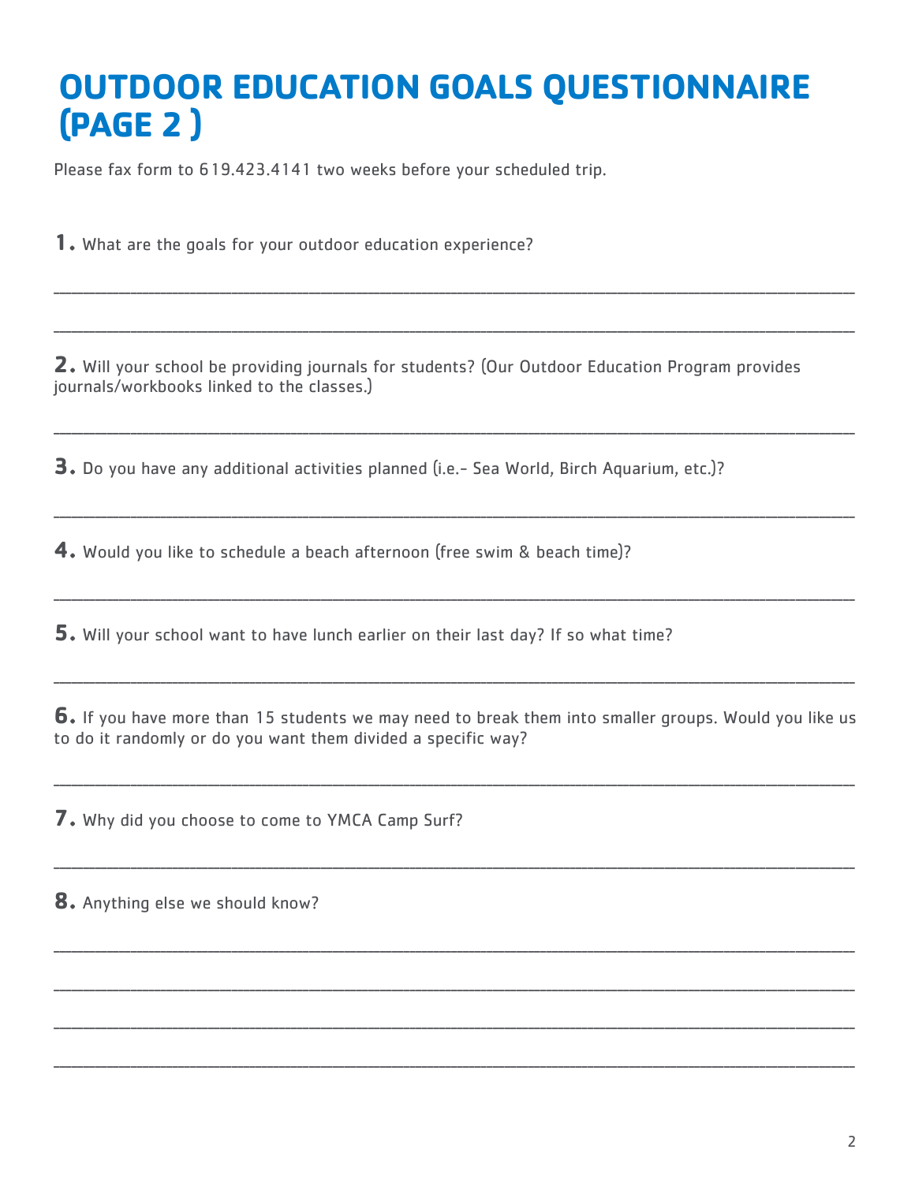# OUTDOOR EDUCATION GOALS QUESTIONNAIRE (PAGE 2 )

Please fax form to 619.423.4141 two weeks before your scheduled trip.

**1.** What are the goals for your outdoor education experience?

\_\_\_\_\_\_\_\_\_\_\_\_\_\_\_\_\_\_\_\_\_\_\_\_\_\_\_\_\_\_\_\_\_\_\_\_\_\_\_\_\_\_\_\_\_\_\_\_\_\_\_\_\_\_\_\_\_\_\_\_\_\_\_\_\_\_\_\_\_\_\_\_\_\_\_\_\_\_

\_\_\_\_\_\_\_\_\_\_\_\_\_\_\_\_\_\_\_\_\_\_\_\_\_\_\_\_\_\_\_\_\_\_\_\_\_\_\_\_\_\_\_\_\_\_\_\_\_\_\_\_\_\_\_\_\_\_\_\_\_\_\_\_\_\_\_\_\_\_\_\_\_\_\_\_\_\_

**2.** Will your school be providing journals for students? (Our Outdoor Education Program provides journals/workbooks linked to the classes.)

\_\_\_\_\_\_\_\_\_\_\_\_\_\_\_\_\_\_\_\_\_\_\_\_\_\_\_\_\_\_\_\_\_\_\_\_\_\_\_\_\_\_\_\_\_\_\_\_\_\_\_\_\_\_\_\_\_\_\_\_\_\_\_\_\_\_\_\_\_\_\_\_\_\_\_\_\_\_

**3.** Do you have any additional activities planned (i.e.- Sea World, Birch Aquarium, etc.)?

\_\_\_\_\_\_\_\_\_\_\_\_\_\_\_\_\_\_\_\_\_\_\_\_\_\_\_\_\_\_\_\_\_\_\_\_\_\_\_\_\_\_\_\_\_\_\_\_\_\_\_\_\_\_\_\_\_\_\_\_\_\_\_\_\_\_\_\_\_\_\_\_\_\_\_\_\_\_

**4.** Would you like to schedule a beach afternoon (free swim & beach time)?

\_\_\_\_\_\_\_\_\_\_\_\_\_\_\_\_\_\_\_\_\_\_\_\_\_\_\_\_\_\_\_\_\_\_\_\_\_\_\_\_\_\_\_\_\_\_\_\_\_\_\_\_\_\_\_\_\_\_\_\_\_\_\_\_\_\_\_\_\_\_\_\_\_\_\_\_\_\_

**5.** Will your school want to have lunch earlier on their last day? If so what time?

\_\_\_\_\_\_\_\_\_\_\_\_\_\_\_\_\_\_\_\_\_\_\_\_\_\_\_\_\_\_\_\_\_\_\_\_\_\_\_\_\_\_\_\_\_\_\_\_\_\_\_\_\_\_\_\_\_\_\_\_\_\_\_\_\_\_\_\_\_\_\_\_\_\_\_\_\_\_

**6.** If you have more than 15 students we may need to break them into smaller groups. Would you like us to do it randomly or do you want them divided a specific way?

\_\_\_\_\_\_\_\_\_\_\_\_\_\_\_\_\_\_\_\_\_\_\_\_\_\_\_\_\_\_\_\_\_\_\_\_\_\_\_\_\_\_\_\_\_\_\_\_\_\_\_\_\_\_\_\_\_\_\_\_\_\_\_\_\_\_\_\_\_\_\_\_\_\_\_\_\_\_

**7.** Why did you choose to come to YMCA Camp Surf?

\_\_\_\_\_\_\_\_\_\_\_\_\_\_\_\_\_\_\_\_\_\_\_\_\_\_\_\_\_\_\_\_\_\_\_\_\_\_\_\_\_\_\_\_\_\_\_\_\_\_\_\_\_\_\_\_\_\_\_\_\_\_\_\_\_\_\_\_\_\_\_\_\_\_\_\_\_\_

**8.** Anything else we should know?

\_\_\_\_\_\_\_\_\_\_\_\_\_\_\_\_\_\_\_\_\_\_\_\_\_\_\_\_\_\_\_\_\_\_\_\_\_\_\_\_\_\_\_\_\_\_\_\_\_\_\_\_\_\_\_\_\_\_\_\_\_\_\_\_\_\_\_\_\_\_\_\_\_\_\_\_\_\_

\_\_\_\_\_\_\_\_\_\_\_\_\_\_\_\_\_\_\_\_\_\_\_\_\_\_\_\_\_\_\_\_\_\_\_\_\_\_\_\_\_\_\_\_\_\_\_\_\_\_\_\_\_\_\_\_\_\_\_\_\_\_\_\_\_\_\_\_\_\_\_\_\_\_\_\_\_\_

\_\_\_\_\_\_\_\_\_\_\_\_\_\_\_\_\_\_\_\_\_\_\_\_\_\_\_\_\_\_\_\_\_\_\_\_\_\_\_\_\_\_\_\_\_\_\_\_\_\_\_\_\_\_\_\_\_\_\_\_\_\_\_\_\_\_\_\_\_\_\_\_\_\_\_\_\_\_

\_\_\_\_\_\_\_\_\_\_\_\_\_\_\_\_\_\_\_\_\_\_\_\_\_\_\_\_\_\_\_\_\_\_\_\_\_\_\_\_\_\_\_\_\_\_\_\_\_\_\_\_\_\_\_\_\_\_\_\_\_\_\_\_\_\_\_\_\_\_\_\_\_\_\_\_\_\_